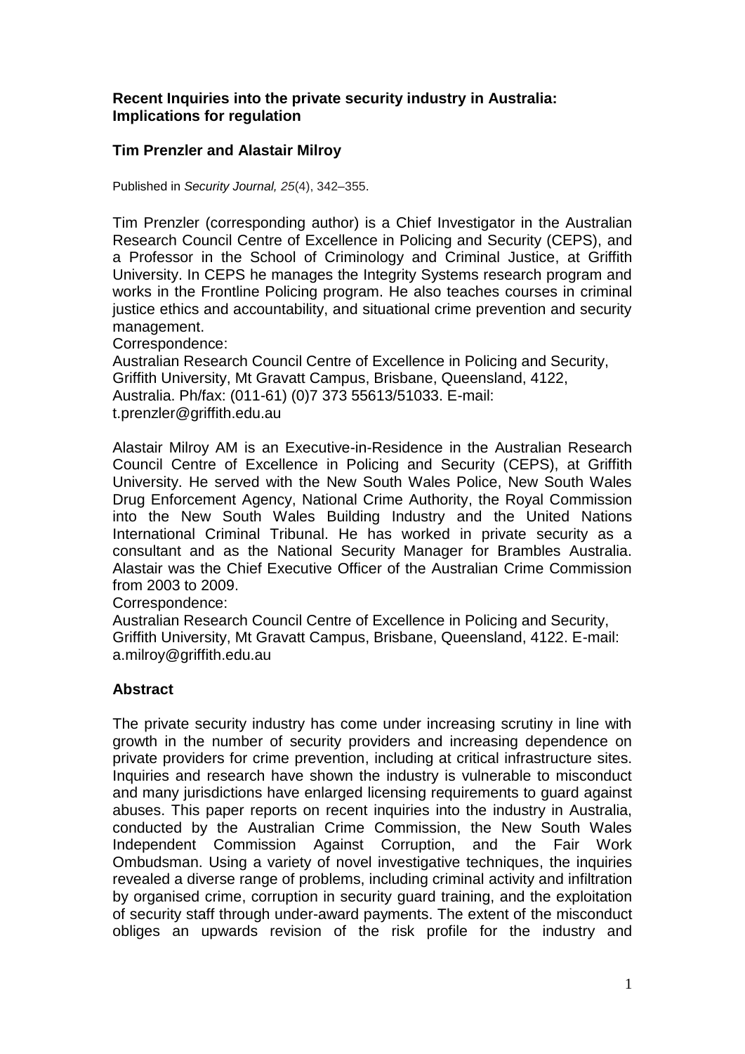**Recent Inquiries into the private security industry in Australia: Implications for regulation**

**Tim Prenzler and Alastair Milroy**

Published in *Security Journal, 25*(4), 342–355.

Tim Prenzler (corresponding author) is a Chief Investigator in the Australian Research Council Centre of Excellence in Policing and Security (CEPS), and a Professor in the School of Criminology and Criminal Justice, at Griffith University. In CEPS he manages the Integrity Systems research program and works in the Frontline Policing program. He also teaches courses in criminal justice ethics and accountability, and situational crime prevention and security management.
Correspondence:
Australian Research Council Centre of Excellence in Policing and Security, Griffith University, Mt Gravatt Campus, Brisbane, Queensland, 4122, Australia. Ph/fax: (011-61) (0)7 373 55613/51033. E-mail: t.prenzler@griffith.edu.au

Alastair Milroy AM is an Executive-in-Residence in the Australian Research Council Centre of Excellence in Policing and Security (CEPS), at Griffith University. He served with the New South Wales Police, New South Wales Drug Enforcement Agency, National Crime Authority, the Royal Commission into the New South Wales Building Industry and the United Nations International Criminal Tribunal. He has worked in private security as a consultant and as the National Security Manager for Brambles Australia. Alastair was the Chief Executive Officer of the Australian Crime Commission from 2003 to 2009.
Correspondence:
Australian Research Council Centre of Excellence in Policing and Security, Griffith University, Mt Gravatt Campus, Brisbane, Queensland, 4122. E-mail: a.milroy@griffith.edu.au

## Abstract

The private security industry has come under increasing scrutiny in line with growth in the number of security providers and increasing dependence on private providers for crime prevention, including at critical infrastructure sites. Inquiries and research have shown the industry is vulnerable to misconduct and many jurisdictions have enlarged licensing requirements to guard against abuses. This paper reports on recent inquiries into the industry in Australia, conducted by the Australian Crime Commission, the New South Wales Independent Commission Against Corruption, and the Fair Work Ombudsman. Using a variety of novel investigative techniques, the inquiries revealed a diverse range of problems, including criminal activity and infiltration by organised crime, corruption in security guard training, and the exploitation of security staff through under-award payments. The extent of the misconduct obliges an upwards revision of the risk profile for the industry and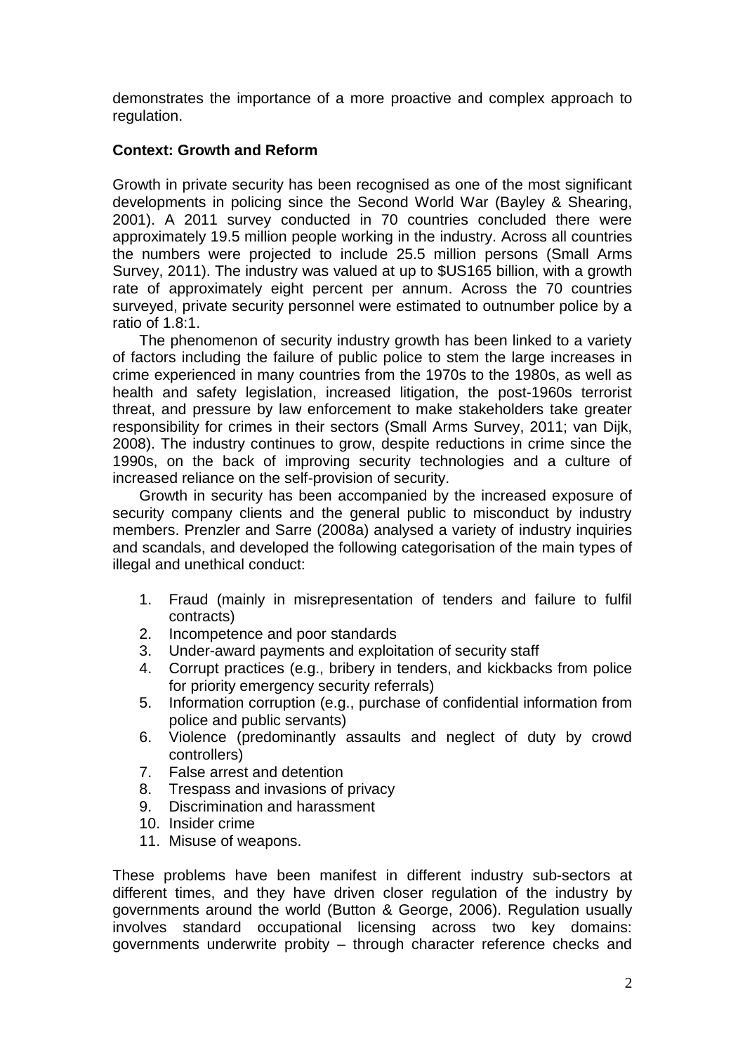demonstrates the importance of a more proactive and complex approach to regulation.

**Context: Growth and Reform**

Growth in private security has been recognised as one of the most significant developments in policing since the Second World War (Bayley & Shearing, 2001). A 2011 survey conducted in 70 countries concluded there were approximately 19.5 million people working in the industry. Across all countries the numbers were projected to include 25.5 million persons (Small Arms Survey, 2011). The industry was valued at up to $US165 billion, with a growth rate of approximately eight percent per annum. Across the 70 countries surveyed, private security personnel were estimated to outnumber police by a ratio of 1.8:1.

The phenomenon of security industry growth has been linked to a variety of factors including the failure of public police to stem the large increases in crime experienced in many countries from the 1970s to the 1980s, as well as health and safety legislation, increased litigation, the post-1960s terrorist threat, and pressure by law enforcement to make stakeholders take greater responsibility for crimes in their sectors (Small Arms Survey, 2011; van Dijk, 2008). The industry continues to grow, despite reductions in crime since the 1990s, on the back of improving security technologies and a culture of increased reliance on the self-provision of security.

Growth in security has been accompanied by the increased exposure of security company clients and the general public to misconduct by industry members. Prenzler and Sarre (2008a) analysed a variety of industry inquiries and scandals, and developed the following categorisation of the main types of illegal and unethical conduct:

1. Fraud (mainly in misrepresentation of tenders and failure to fulfil contracts)
2. Incompetence and poor standards
3. Under-award payments and exploitation of security staff
4. Corrupt practices (e.g., bribery in tenders, and kickbacks from police for priority emergency security referrals)
5. Information corruption (e.g., purchase of confidential information from police and public servants)
6. Violence (predominantly assaults and neglect of duty by crowd controllers)
7. False arrest and detention
8. Trespass and invasions of privacy
9. Discrimination and harassment
10. Insider crime
11. Misuse of weapons.

These problems have been manifest in different industry sub-sectors at different times, and they have driven closer regulation of the industry by governments around the world (Button & George, 2006). Regulation usually involves standard occupational licensing across two key domains: governments underwrite probity – through character reference checks and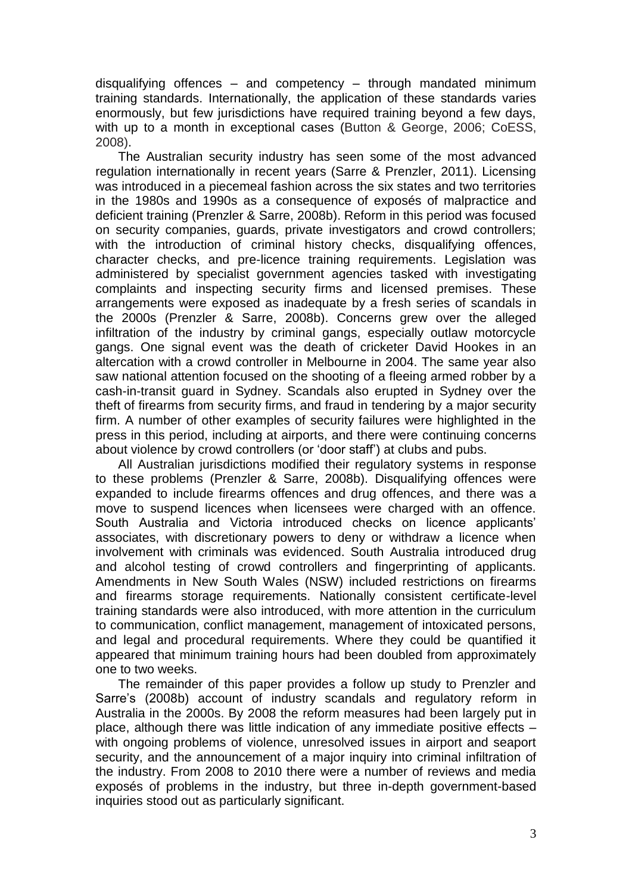disqualifying offences – and competency – through mandated minimum training standards. Internationally, the application of these standards varies enormously, but few jurisdictions have required training beyond a few days, with up to a month in exceptional cases (Button & George, 2006; CoESS, 2008).

The Australian security industry has seen some of the most advanced regulation internationally in recent years (Sarre & Prenzler, 2011). Licensing was introduced in a piecemeal fashion across the six states and two territories in the 1980s and 1990s as a consequence of exposés of malpractice and deficient training (Prenzler & Sarre, 2008b). Reform in this period was focused on security companies, guards, private investigators and crowd controllers; with the introduction of criminal history checks, disqualifying offences, character checks, and pre-licence training requirements. Legislation was administered by specialist government agencies tasked with investigating complaints and inspecting security firms and licensed premises. These arrangements were exposed as inadequate by a fresh series of scandals in the 2000s (Prenzler & Sarre, 2008b). Concerns grew over the alleged infiltration of the industry by criminal gangs, especially outlaw motorcycle gangs. One signal event was the death of cricketer David Hookes in an altercation with a crowd controller in Melbourne in 2004. The same year also saw national attention focused on the shooting of a fleeing armed robber by a cash-in-transit guard in Sydney. Scandals also erupted in Sydney over the theft of firearms from security firms, and fraud in tendering by a major security firm. A number of other examples of security failures were highlighted in the press in this period, including at airports, and there were continuing concerns about violence by crowd controllers (or 'door staff') at clubs and pubs.

All Australian jurisdictions modified their regulatory systems in response to these problems (Prenzler & Sarre, 2008b). Disqualifying offences were expanded to include firearms offences and drug offences, and there was a move to suspend licences when licensees were charged with an offence. South Australia and Victoria introduced checks on licence applicants' associates, with discretionary powers to deny or withdraw a licence when involvement with criminals was evidenced. South Australia introduced drug and alcohol testing of crowd controllers and fingerprinting of applicants. Amendments in New South Wales (NSW) included restrictions on firearms and firearms storage requirements. Nationally consistent certificate-level training standards were also introduced, with more attention in the curriculum to communication, conflict management, management of intoxicated persons, and legal and procedural requirements. Where they could be quantified it appeared that minimum training hours had been doubled from approximately one to two weeks.

The remainder of this paper provides a follow up study to Prenzler and Sarre's (2008b) account of industry scandals and regulatory reform in Australia in the 2000s. By 2008 the reform measures had been largely put in place, although there was little indication of any immediate positive effects – with ongoing problems of violence, unresolved issues in airport and seaport security, and the announcement of a major inquiry into criminal infiltration of the industry. From 2008 to 2010 there were a number of reviews and media exposés of problems in the industry, but three in-depth government-based inquiries stood out as particularly significant.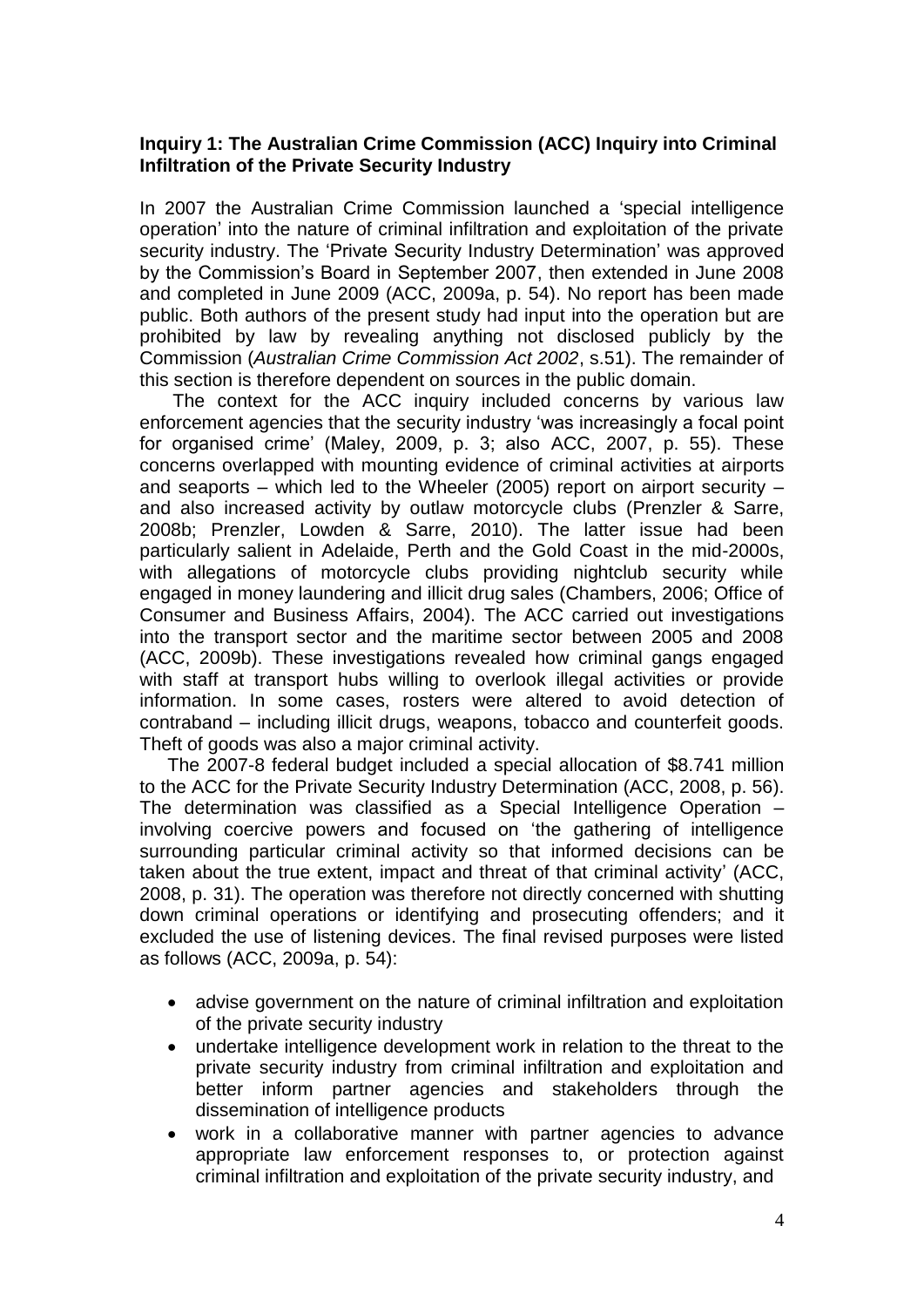**Inquiry 1: The Australian Crime Commission (ACC) Inquiry into Criminal Infiltration of the Private Security Industry**

In 2007 the Australian Crime Commission launched a 'special intelligence operation' into the nature of criminal infiltration and exploitation of the private security industry. The 'Private Security Industry Determination' was approved by the Commission's Board in September 2007, then extended in June 2008 and completed in June 2009 (ACC, 2009a, p. 54). No report has been made public. Both authors of the present study had input into the operation but are prohibited by law by revealing anything not disclosed publicly by the Commission (*Australian Crime Commission Act 2002*, s.51). The remainder of this section is therefore dependent on sources in the public domain.

The context for the ACC inquiry included concerns by various law enforcement agencies that the security industry 'was increasingly a focal point for organised crime' (Maley, 2009, p. 3; also ACC, 2007, p. 55). These concerns overlapped with mounting evidence of criminal activities at airports and seaports – which led to the Wheeler (2005) report on airport security – and also increased activity by outlaw motorcycle clubs (Prenzler & Sarre, 2008b; Prenzler, Lowden & Sarre, 2010). The latter issue had been particularly salient in Adelaide, Perth and the Gold Coast in the mid-2000s, with allegations of motorcycle clubs providing nightclub security while engaged in money laundering and illicit drug sales (Chambers, 2006; Office of Consumer and Business Affairs, 2004). The ACC carried out investigations into the transport sector and the maritime sector between 2005 and 2008 (ACC, 2009b). These investigations revealed how criminal gangs engaged with staff at transport hubs willing to overlook illegal activities or provide information. In some cases, rosters were altered to avoid detection of contraband – including illicit drugs, weapons, tobacco and counterfeit goods. Theft of goods was also a major criminal activity.

The 2007-8 federal budget included a special allocation of $8.741 million to the ACC for the Private Security Industry Determination (ACC, 2008, p. 56). The determination was classified as a Special Intelligence Operation – involving coercive powers and focused on 'the gathering of intelligence surrounding particular criminal activity so that informed decisions can be taken about the true extent, impact and threat of that criminal activity' (ACC, 2008, p. 31). The operation was therefore not directly concerned with shutting down criminal operations or identifying and prosecuting offenders; and it excluded the use of listening devices. The final revised purposes were listed as follows (ACC, 2009a, p. 54):

- advise government on the nature of criminal infiltration and exploitation of the private security industry
- undertake intelligence development work in relation to the threat to the private security industry from criminal infiltration and exploitation and better inform partner agencies and stakeholders through the dissemination of intelligence products
- work in a collaborative manner with partner agencies to advance appropriate law enforcement responses to, or protection against criminal infiltration and exploitation of the private security industry, and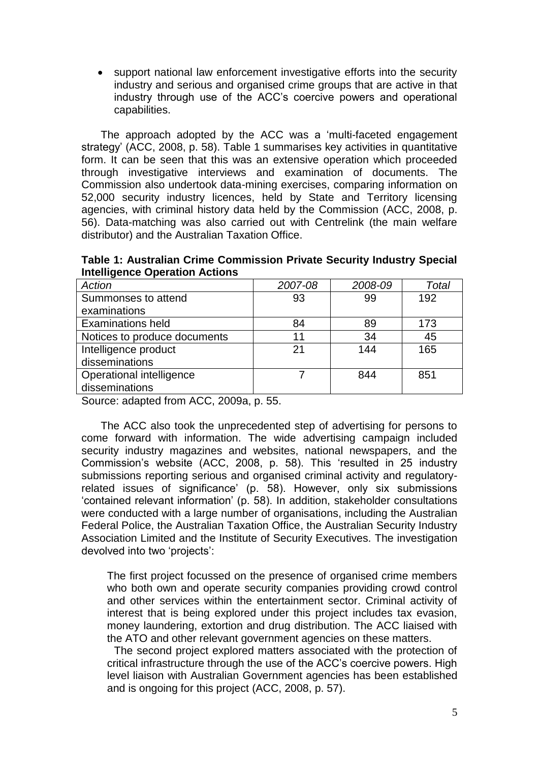- support national law enforcement investigative efforts into the security industry and serious and organised crime groups that are active in that industry through use of the ACC's coercive powers and operational capabilities.

The approach adopted by the ACC was a 'multi-faceted engagement strategy' (ACC, 2008, p. 58). Table 1 summarises key activities in quantitative form. It can be seen that this was an extensive operation which proceeded through investigative interviews and examination of documents. The Commission also undertook data-mining exercises, comparing information on 52,000 security industry licences, held by State and Territory licensing agencies, with criminal history data held by the Commission (ACC, 2008, p. 56). Data-matching was also carried out with Centrelink (the main welfare distributor) and the Australian Taxation Office.

**Table 1: Australian Crime Commission Private Security Industry Special Intelligence Operation Actions**

| *Action* | *2007-08* | *2008-09* | *Total* |
|---|---|---|---|
| Summonses to attend examinations | 93 | 99 | 192 |
| Examinations held | 84 | 89 | 173 |
| Notices to produce documents | 11 | 34 | 45 |
| Intelligence product disseminations | 21 | 144 | 165 |
| Operational intelligence disseminations | 7 | 844 | 851 |

Source: adapted from ACC, 2009a, p. 55.

The ACC also took the unprecedented step of advertising for persons to come forward with information. The wide advertising campaign included security industry magazines and websites, national newspapers, and the Commission's website (ACC, 2008, p. 58). This 'resulted in 25 industry submissions reporting serious and organised criminal activity and regulatory-related issues of significance' (p. 58). However, only six submissions 'contained relevant information' (p. 58). In addition, stakeholder consultations were conducted with a large number of organisations, including the Australian Federal Police, the Australian Taxation Office, the Australian Security Industry Association Limited and the Institute of Security Executives. The investigation devolved into two 'projects':

> The first project focussed on the presence of organised crime members who both own and operate security companies providing crowd control and other services within the entertainment sector. Criminal activity of interest that is being explored under this project includes tax evasion, money laundering, extortion and drug distribution. The ACC liaised with the ATO and other relevant government agencies on these matters.
>
> The second project explored matters associated with the protection of critical infrastructure through the use of the ACC's coercive powers. High level liaison with Australian Government agencies has been established and is ongoing for this project (ACC, 2008, p. 57).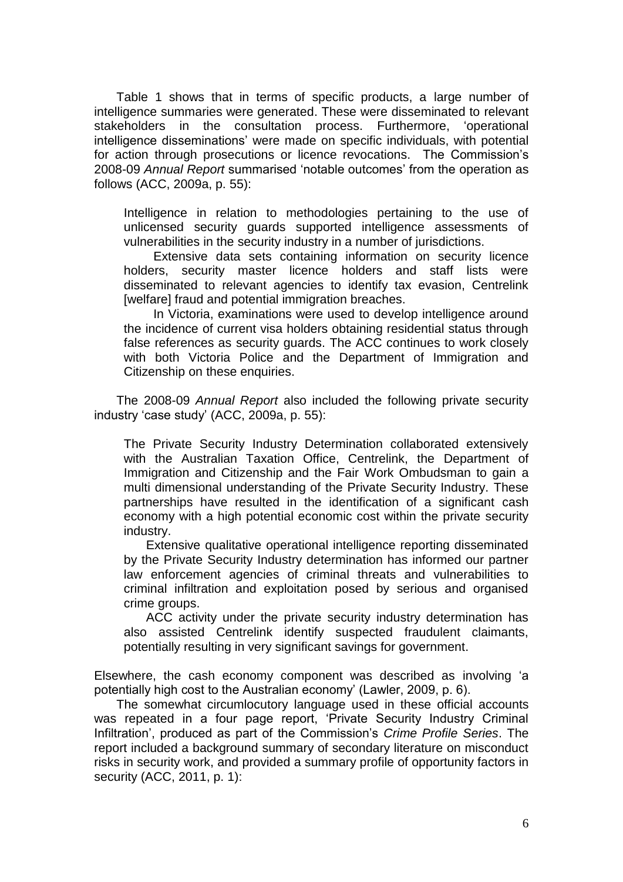Table 1 shows that in terms of specific products, a large number of intelligence summaries were generated. These were disseminated to relevant stakeholders in the consultation process. Furthermore, 'operational intelligence disseminations' were made on specific individuals, with potential for action through prosecutions or licence revocations. The Commission's 2008-09 *Annual Report* summarised 'notable outcomes' from the operation as follows (ACC, 2009a, p. 55):

> Intelligence in relation to methodologies pertaining to the use of unlicensed security guards supported intelligence assessments of vulnerabilities in the security industry in a number of jurisdictions.
>
> Extensive data sets containing information on security licence holders, security master licence holders and staff lists were disseminated to relevant agencies to identify tax evasion, Centrelink [welfare] fraud and potential immigration breaches.
>
> In Victoria, examinations were used to develop intelligence around the incidence of current visa holders obtaining residential status through false references as security guards. The ACC continues to work closely with both Victoria Police and the Department of Immigration and Citizenship on these enquiries.

The 2008-09 *Annual Report* also included the following private security industry 'case study' (ACC, 2009a, p. 55):

> The Private Security Industry Determination collaborated extensively with the Australian Taxation Office, Centrelink, the Department of Immigration and Citizenship and the Fair Work Ombudsman to gain a multi dimensional understanding of the Private Security Industry. These partnerships have resulted in the identification of a significant cash economy with a high potential economic cost within the private security industry.
>
> Extensive qualitative operational intelligence reporting disseminated by the Private Security Industry determination has informed our partner law enforcement agencies of criminal threats and vulnerabilities to criminal infiltration and exploitation posed by serious and organised crime groups.
>
> ACC activity under the private security industry determination has also assisted Centrelink identify suspected fraudulent claimants, potentially resulting in very significant savings for government.

Elsewhere, the cash economy component was described as involving 'a potentially high cost to the Australian economy' (Lawler, 2009, p. 6).

The somewhat circumlocutory language used in these official accounts was repeated in a four page report, 'Private Security Industry Criminal Infiltration', produced as part of the Commission's *Crime Profile Series*. The report included a background summary of secondary literature on misconduct risks in security work, and provided a summary profile of opportunity factors in security (ACC, 2011, p. 1):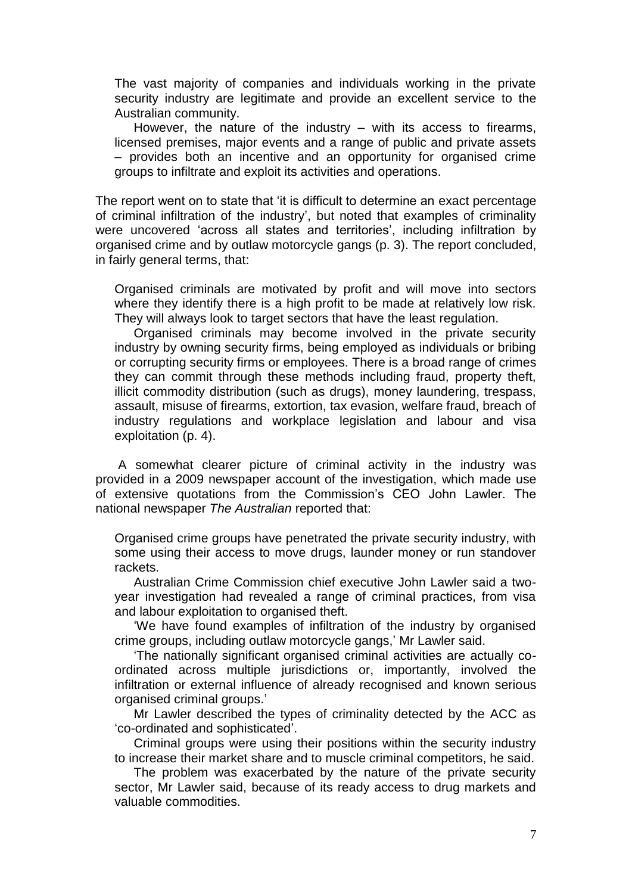> The vast majority of companies and individuals working in the private security industry are legitimate and provide an excellent service to the Australian community.
>
> However, the nature of the industry – with its access to firearms, licensed premises, major events and a range of public and private assets – provides both an incentive and an opportunity for organised crime groups to infiltrate and exploit its activities and operations.

The report went on to state that 'it is difficult to determine an exact percentage of criminal infiltration of the industry', but noted that examples of criminality were uncovered 'across all states and territories', including infiltration by organised crime and by outlaw motorcycle gangs (p. 3). The report concluded, in fairly general terms, that:

> Organised criminals are motivated by profit and will move into sectors where they identify there is a high profit to be made at relatively low risk. They will always look to target sectors that have the least regulation.
>
> Organised criminals may become involved in the private security industry by owning security firms, being employed as individuals or bribing or corrupting security firms or employees. There is a broad range of crimes they can commit through these methods including fraud, property theft, illicit commodity distribution (such as drugs), money laundering, trespass, assault, misuse of firearms, extortion, tax evasion, welfare fraud, breach of industry regulations and workplace legislation and labour and visa exploitation (p. 4).

A somewhat clearer picture of criminal activity in the industry was provided in a 2009 newspaper account of the investigation, which made use of extensive quotations from the Commission's CEO John Lawler. The national newspaper *The Australian* reported that:

> Organised crime groups have penetrated the private security industry, with some using their access to move drugs, launder money or run standover rackets.
>
> Australian Crime Commission chief executive John Lawler said a two-year investigation had revealed a range of criminal practices, from visa and labour exploitation to organised theft.
>
> 'We have found examples of infiltration of the industry by organised crime groups, including outlaw motorcycle gangs,' Mr Lawler said.
>
> 'The nationally significant organised criminal activities are actually co-ordinated across multiple jurisdictions or, importantly, involved the infiltration or external influence of already recognised and known serious organised criminal groups.'
>
> Mr Lawler described the types of criminality detected by the ACC as 'co-ordinated and sophisticated'.
>
> Criminal groups were using their positions within the security industry to increase their market share and to muscle criminal competitors, he said.
>
> The problem was exacerbated by the nature of the private security sector, Mr Lawler said, because of its ready access to drug markets and valuable commodities.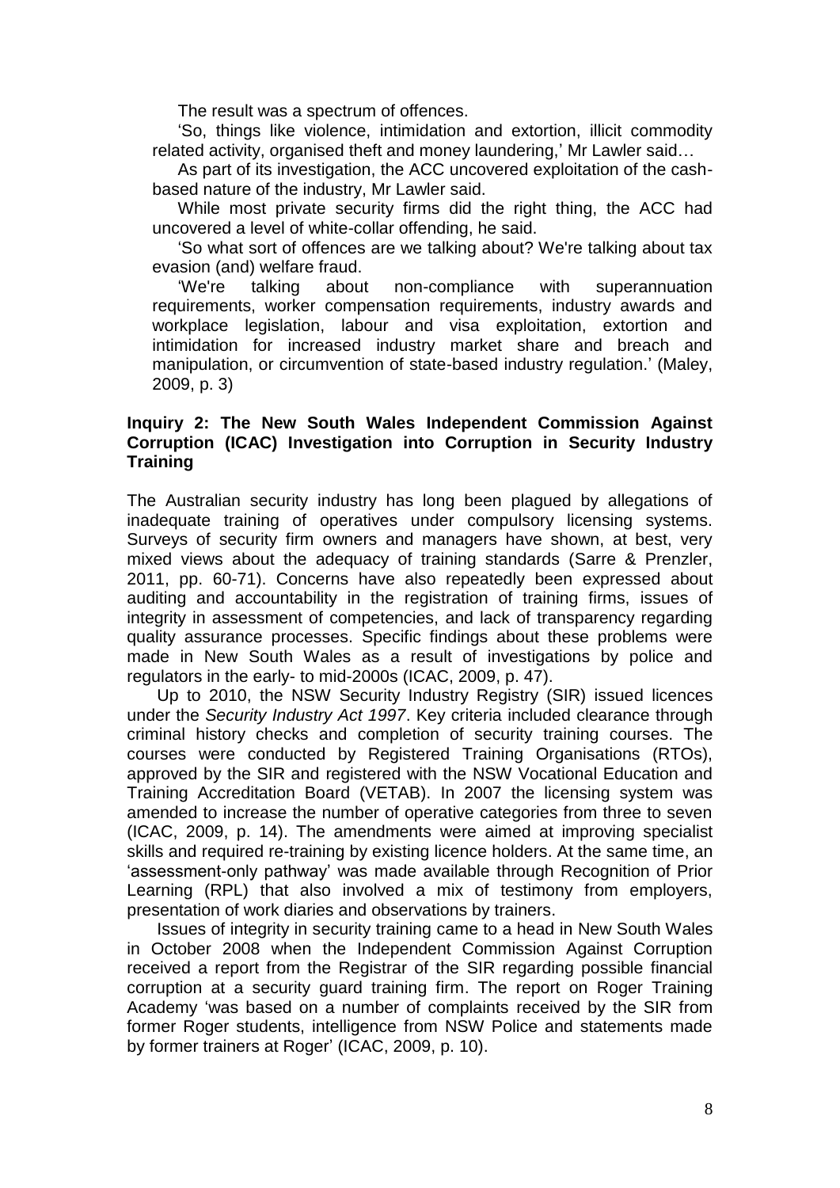The result was a spectrum of offences.

'So, things like violence, intimidation and extortion, illicit commodity related activity, organised theft and money laundering,' Mr Lawler said…

As part of its investigation, the ACC uncovered exploitation of the cash-based nature of the industry, Mr Lawler said.

While most private security firms did the right thing, the ACC had uncovered a level of white-collar offending, he said.

'So what sort of offences are we talking about? We're talking about tax evasion (and) welfare fraud.

'We're talking about non-compliance with superannuation requirements, worker compensation requirements, industry awards and workplace legislation, labour and visa exploitation, extortion and intimidation for increased industry market share and breach and manipulation, or circumvention of state-based industry regulation.' (Maley, 2009, p. 3)

### Inquiry 2: The New South Wales Independent Commission Against Corruption (ICAC) Investigation into Corruption in Security Industry Training

The Australian security industry has long been plagued by allegations of inadequate training of operatives under compulsory licensing systems. Surveys of security firm owners and managers have shown, at best, very mixed views about the adequacy of training standards (Sarre & Prenzler, 2011, pp. 60-71). Concerns have also repeatedly been expressed about auditing and accountability in the registration of training firms, issues of integrity in assessment of competencies, and lack of transparency regarding quality assurance processes. Specific findings about these problems were made in New South Wales as a result of investigations by police and regulators in the early- to mid-2000s (ICAC, 2009, p. 47).

Up to 2010, the NSW Security Industry Registry (SIR) issued licences under the *Security Industry Act 1997*. Key criteria included clearance through criminal history checks and completion of security training courses. The courses were conducted by Registered Training Organisations (RTOs), approved by the SIR and registered with the NSW Vocational Education and Training Accreditation Board (VETAB). In 2007 the licensing system was amended to increase the number of operative categories from three to seven (ICAC, 2009, p. 14). The amendments were aimed at improving specialist skills and required re-training by existing licence holders. At the same time, an 'assessment-only pathway' was made available through Recognition of Prior Learning (RPL) that also involved a mix of testimony from employers, presentation of work diaries and observations by trainers.

Issues of integrity in security training came to a head in New South Wales in October 2008 when the Independent Commission Against Corruption received a report from the Registrar of the SIR regarding possible financial corruption at a security guard training firm. The report on Roger Training Academy 'was based on a number of complaints received by the SIR from former Roger students, intelligence from NSW Police and statements made by former trainers at Roger' (ICAC, 2009, p. 10).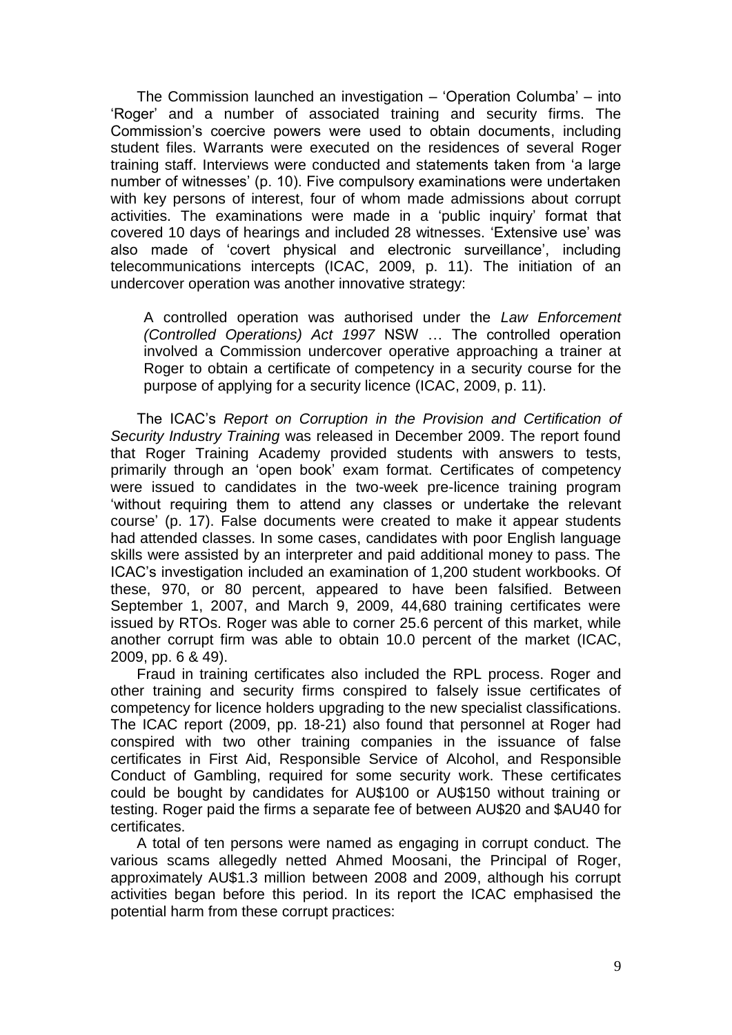The Commission launched an investigation – 'Operation Columba' – into 'Roger' and a number of associated training and security firms. The Commission's coercive powers were used to obtain documents, including student files. Warrants were executed on the residences of several Roger training staff. Interviews were conducted and statements taken from 'a large number of witnesses' (p. 10). Five compulsory examinations were undertaken with key persons of interest, four of whom made admissions about corrupt activities. The examinations were made in a 'public inquiry' format that covered 10 days of hearings and included 28 witnesses. 'Extensive use' was also made of 'covert physical and electronic surveillance', including telecommunications intercepts (ICAC, 2009, p. 11). The initiation of an undercover operation was another innovative strategy:

> A controlled operation was authorised under the *Law Enforcement (Controlled Operations) Act 1997* NSW … The controlled operation involved a Commission undercover operative approaching a trainer at Roger to obtain a certificate of competency in a security course for the purpose of applying for a security licence (ICAC, 2009, p. 11).

The ICAC's *Report on Corruption in the Provision and Certification of Security Industry Training* was released in December 2009. The report found that Roger Training Academy provided students with answers to tests, primarily through an 'open book' exam format. Certificates of competency were issued to candidates in the two-week pre-licence training program 'without requiring them to attend any classes or undertake the relevant course' (p. 17). False documents were created to make it appear students had attended classes. In some cases, candidates with poor English language skills were assisted by an interpreter and paid additional money to pass. The ICAC's investigation included an examination of 1,200 student workbooks. Of these, 970, or 80 percent, appeared to have been falsified. Between September 1, 2007, and March 9, 2009, 44,680 training certificates were issued by RTOs. Roger was able to corner 25.6 percent of this market, while another corrupt firm was able to obtain 10.0 percent of the market (ICAC, 2009, pp. 6 & 49).

Fraud in training certificates also included the RPL process. Roger and other training and security firms conspired to falsely issue certificates of competency for licence holders upgrading to the new specialist classifications. The ICAC report (2009, pp. 18-21) also found that personnel at Roger had conspired with two other training companies in the issuance of false certificates in First Aid, Responsible Service of Alcohol, and Responsible Conduct of Gambling, required for some security work. These certificates could be bought by candidates for AU$100 or AU$150 without training or testing. Roger paid the firms a separate fee of between AU$20 and $AU40 for certificates.

A total of ten persons were named as engaging in corrupt conduct. The various scams allegedly netted Ahmed Moosani, the Principal of Roger, approximately AU$1.3 million between 2008 and 2009, although his corrupt activities began before this period. In its report the ICAC emphasised the potential harm from these corrupt practices: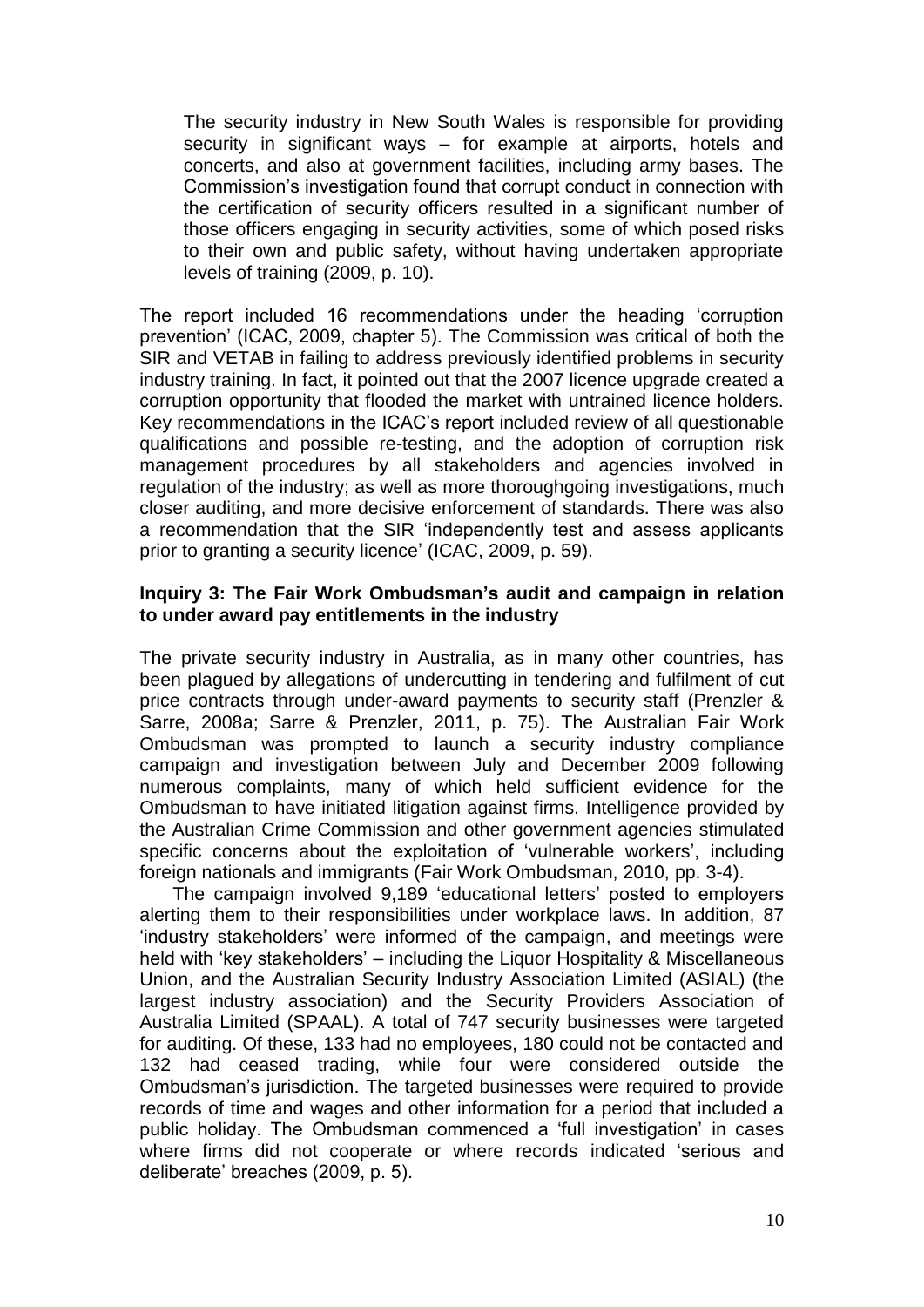> The security industry in New South Wales is responsible for providing security in significant ways – for example at airports, hotels and concerts, and also at government facilities, including army bases. The Commission's investigation found that corrupt conduct in connection with the certification of security officers resulted in a significant number of those officers engaging in security activities, some of which posed risks to their own and public safety, without having undertaken appropriate levels of training (2009, p. 10).

The report included 16 recommendations under the heading 'corruption prevention' (ICAC, 2009, chapter 5). The Commission was critical of both the SIR and VETAB in failing to address previously identified problems in security industry training. In fact, it pointed out that the 2007 licence upgrade created a corruption opportunity that flooded the market with untrained licence holders. Key recommendations in the ICAC's report included review of all questionable qualifications and possible re-testing, and the adoption of corruption risk management procedures by all stakeholders and agencies involved in regulation of the industry; as well as more thoroughgoing investigations, much closer auditing, and more decisive enforcement of standards. There was also a recommendation that the SIR 'independently test and assess applicants prior to granting a security licence' (ICAC, 2009, p. 59).

**Inquiry 3: The Fair Work Ombudsman's audit and campaign in relation to under award pay entitlements in the industry**

The private security industry in Australia, as in many other countries, has been plagued by allegations of undercutting in tendering and fulfilment of cut price contracts through under-award payments to security staff (Prenzler & Sarre, 2008a; Sarre & Prenzler, 2011, p. 75). The Australian Fair Work Ombudsman was prompted to launch a security industry compliance campaign and investigation between July and December 2009 following numerous complaints, many of which held sufficient evidence for the Ombudsman to have initiated litigation against firms. Intelligence provided by the Australian Crime Commission and other government agencies stimulated specific concerns about the exploitation of 'vulnerable workers', including foreign nationals and immigrants (Fair Work Ombudsman, 2010, pp. 3-4).

The campaign involved 9,189 'educational letters' posted to employers alerting them to their responsibilities under workplace laws. In addition, 87 'industry stakeholders' were informed of the campaign, and meetings were held with 'key stakeholders' – including the Liquor Hospitality & Miscellaneous Union, and the Australian Security Industry Association Limited (ASIAL) (the largest industry association) and the Security Providers Association of Australia Limited (SPAAL). A total of 747 security businesses were targeted for auditing. Of these, 133 had no employees, 180 could not be contacted and 132 had ceased trading, while four were considered outside the Ombudsman's jurisdiction. The targeted businesses were required to provide records of time and wages and other information for a period that included a public holiday. The Ombudsman commenced a 'full investigation' in cases where firms did not cooperate or where records indicated 'serious and deliberate' breaches (2009, p. 5).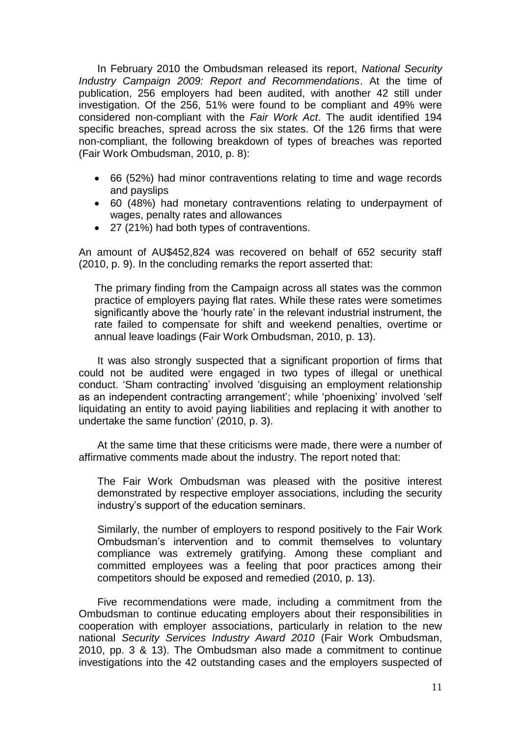In February 2010 the Ombudsman released its report, *National Security Industry Campaign 2009: Report and Recommendations*. At the time of publication, 256 employers had been audited, with another 42 still under investigation. Of the 256, 51% were found to be compliant and 49% were considered non-compliant with the *Fair Work Act*. The audit identified 194 specific breaches, spread across the six states. Of the 126 firms that were non-compliant, the following breakdown of types of breaches was reported (Fair Work Ombudsman, 2010, p. 8):

- 66 (52%) had minor contraventions relating to time and wage records and payslips
- 60 (48%) had monetary contraventions relating to underpayment of wages, penalty rates and allowances
- 27 (21%) had both types of contraventions.

An amount of AU$452,824 was recovered on behalf of 652 security staff (2010, p. 9). In the concluding remarks the report asserted that:

> The primary finding from the Campaign across all states was the common practice of employers paying flat rates. While these rates were sometimes significantly above the 'hourly rate' in the relevant industrial instrument, the rate failed to compensate for shift and weekend penalties, overtime or annual leave loadings (Fair Work Ombudsman, 2010, p. 13).

It was also strongly suspected that a significant proportion of firms that could not be audited were engaged in two types of illegal or unethical conduct. 'Sham contracting' involved 'disguising an employment relationship as an independent contracting arrangement'; while 'phoenixing' involved 'self liquidating an entity to avoid paying liabilities and replacing it with another to undertake the same function' (2010, p. 3).

At the same time that these criticisms were made, there were a number of affirmative comments made about the industry. The report noted that:

> The Fair Work Ombudsman was pleased with the positive interest demonstrated by respective employer associations, including the security industry's support of the education seminars.
>
> Similarly, the number of employers to respond positively to the Fair Work Ombudsman's intervention and to commit themselves to voluntary compliance was extremely gratifying. Among these compliant and committed employees was a feeling that poor practices among their competitors should be exposed and remedied (2010, p. 13).

Five recommendations were made, including a commitment from the Ombudsman to continue educating employers about their responsibilities in cooperation with employer associations, particularly in relation to the new national *Security Services Industry Award 2010* (Fair Work Ombudsman, 2010, pp. 3 & 13). The Ombudsman also made a commitment to continue investigations into the 42 outstanding cases and the employers suspected of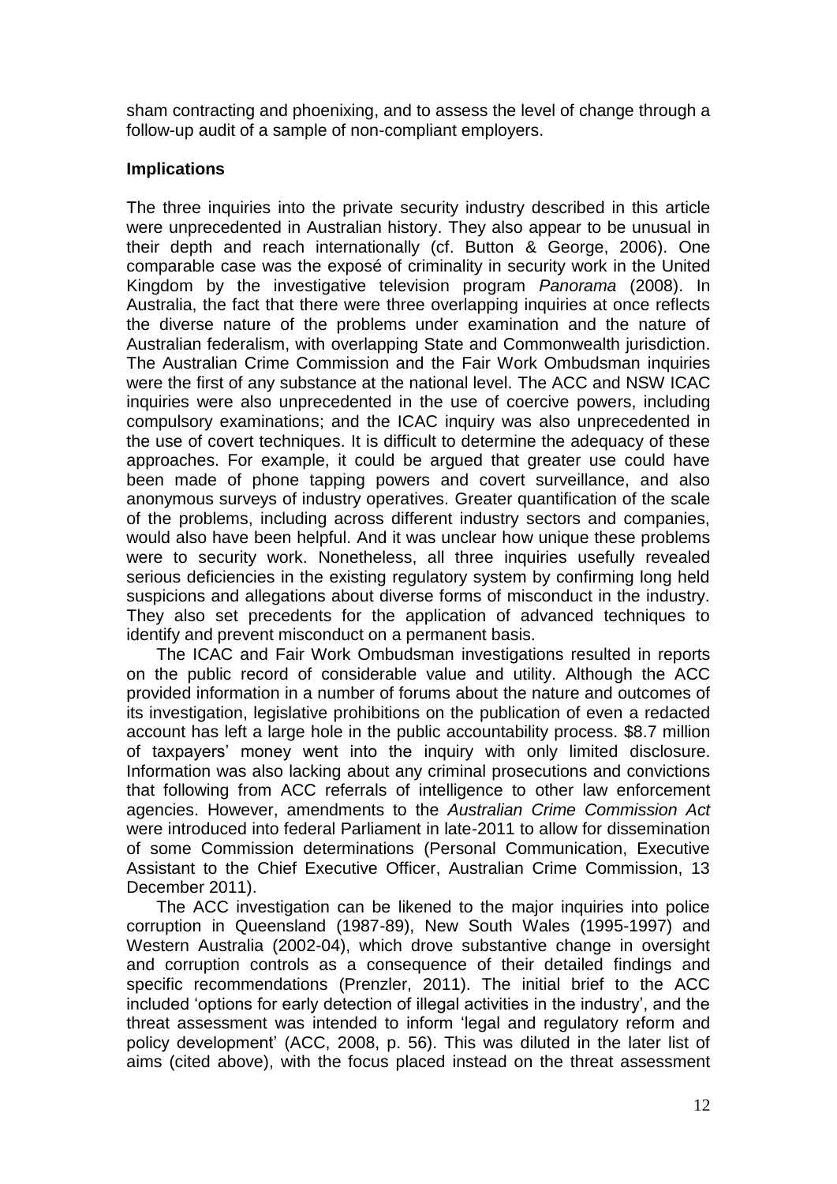sham contracting and phoenixing, and to assess the level of change through a follow-up audit of a sample of non-compliant employers.

## Implications

The three inquiries into the private security industry described in this article were unprecedented in Australian history. They also appear to be unusual in their depth and reach internationally (cf. Button & George, 2006). One comparable case was the exposé of criminality in security work in the United Kingdom by the investigative television program *Panorama* (2008). In Australia, the fact that there were three overlapping inquiries at once reflects the diverse nature of the problems under examination and the nature of Australian federalism, with overlapping State and Commonwealth jurisdiction. The Australian Crime Commission and the Fair Work Ombudsman inquiries were the first of any substance at the national level. The ACC and NSW ICAC inquiries were also unprecedented in the use of coercive powers, including compulsory examinations; and the ICAC inquiry was also unprecedented in the use of covert techniques. It is difficult to determine the adequacy of these approaches. For example, it could be argued that greater use could have been made of phone tapping powers and covert surveillance, and also anonymous surveys of industry operatives. Greater quantification of the scale of the problems, including across different industry sectors and companies, would also have been helpful. And it was unclear how unique these problems were to security work. Nonetheless, all three inquiries usefully revealed serious deficiencies in the existing regulatory system by confirming long held suspicions and allegations about diverse forms of misconduct in the industry. They also set precedents for the application of advanced techniques to identify and prevent misconduct on a permanent basis.

The ICAC and Fair Work Ombudsman investigations resulted in reports on the public record of considerable value and utility. Although the ACC provided information in a number of forums about the nature and outcomes of its investigation, legislative prohibitions on the publication of even a redacted account has left a large hole in the public accountability process. $8.7 million of taxpayers' money went into the inquiry with only limited disclosure. Information was also lacking about any criminal prosecutions and convictions that following from ACC referrals of intelligence to other law enforcement agencies. However, amendments to the *Australian Crime Commission Act* were introduced into federal Parliament in late-2011 to allow for dissemination of some Commission determinations (Personal Communication, Executive Assistant to the Chief Executive Officer, Australian Crime Commission, 13 December 2011).

The ACC investigation can be likened to the major inquiries into police corruption in Queensland (1987-89), New South Wales (1995-1997) and Western Australia (2002-04), which drove substantive change in oversight and corruption controls as a consequence of their detailed findings and specific recommendations (Prenzler, 2011). The initial brief to the ACC included 'options for early detection of illegal activities in the industry', and the threat assessment was intended to inform 'legal and regulatory reform and policy development' (ACC, 2008, p. 56). This was diluted in the later list of aims (cited above), with the focus placed instead on the threat assessment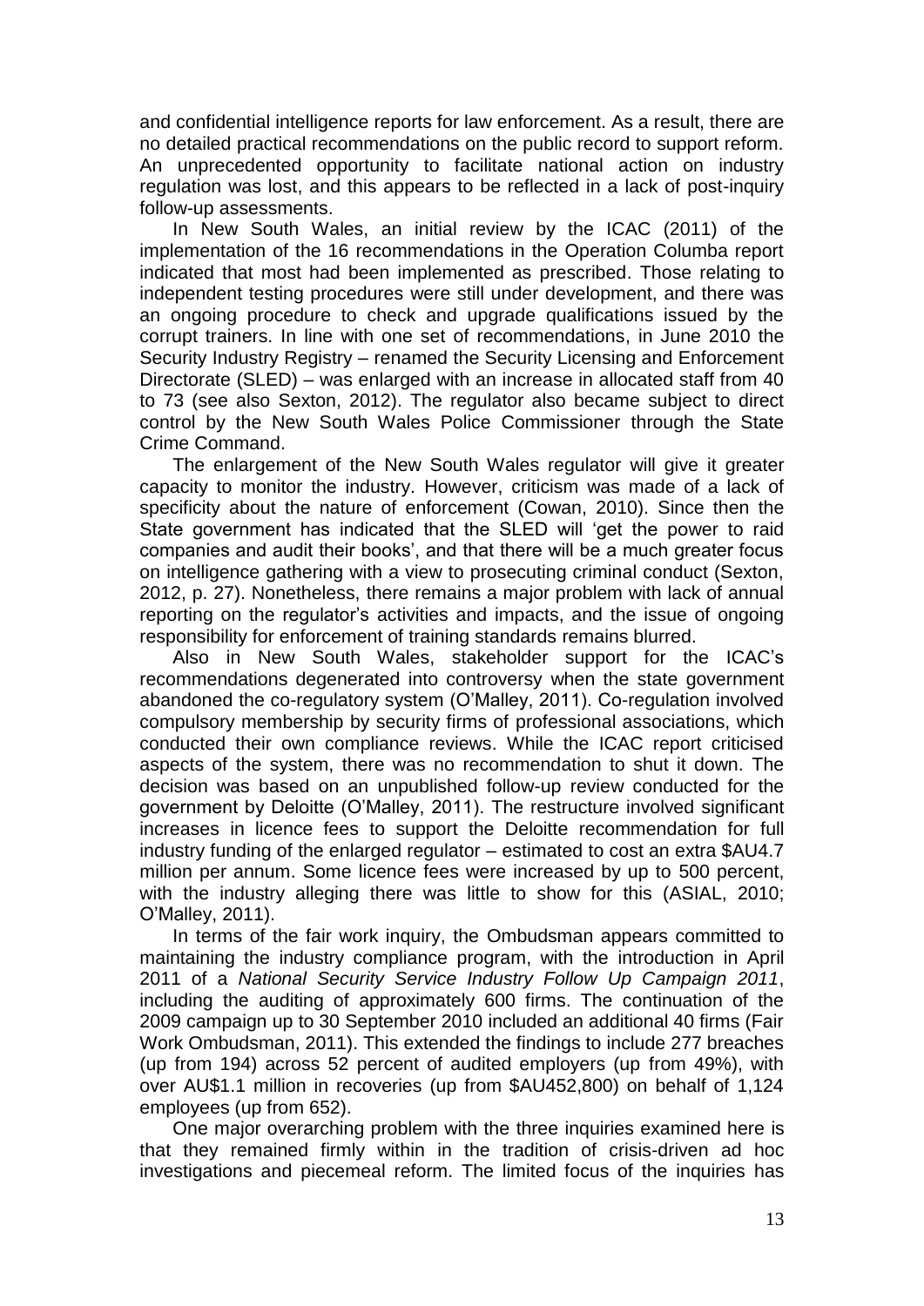and confidential intelligence reports for law enforcement. As a result, there are no detailed practical recommendations on the public record to support reform. An unprecedented opportunity to facilitate national action on industry regulation was lost, and this appears to be reflected in a lack of post-inquiry follow-up assessments.

In New South Wales, an initial review by the ICAC (2011) of the implementation of the 16 recommendations in the Operation Columba report indicated that most had been implemented as prescribed. Those relating to independent testing procedures were still under development, and there was an ongoing procedure to check and upgrade qualifications issued by the corrupt trainers. In line with one set of recommendations, in June 2010 the Security Industry Registry – renamed the Security Licensing and Enforcement Directorate (SLED) – was enlarged with an increase in allocated staff from 40 to 73 (see also Sexton, 2012). The regulator also became subject to direct control by the New South Wales Police Commissioner through the State Crime Command.

The enlargement of the New South Wales regulator will give it greater capacity to monitor the industry. However, criticism was made of a lack of specificity about the nature of enforcement (Cowan, 2010). Since then the State government has indicated that the SLED will 'get the power to raid companies and audit their books', and that there will be a much greater focus on intelligence gathering with a view to prosecuting criminal conduct (Sexton, 2012, p. 27). Nonetheless, there remains a major problem with lack of annual reporting on the regulator's activities and impacts, and the issue of ongoing responsibility for enforcement of training standards remains blurred.

Also in New South Wales, stakeholder support for the ICAC's recommendations degenerated into controversy when the state government abandoned the co-regulatory system (O'Malley, 2011). Co-regulation involved compulsory membership by security firms of professional associations, which conducted their own compliance reviews. While the ICAC report criticised aspects of the system, there was no recommendation to shut it down. The decision was based on an unpublished follow-up review conducted for the government by Deloitte (O'Malley, 2011). The restructure involved significant increases in licence fees to support the Deloitte recommendation for full industry funding of the enlarged regulator – estimated to cost an extra $AU4.7 million per annum. Some licence fees were increased by up to 500 percent, with the industry alleging there was little to show for this (ASIAL, 2010; O'Malley, 2011).

In terms of the fair work inquiry, the Ombudsman appears committed to maintaining the industry compliance program, with the introduction in April 2011 of a *National Security Service Industry Follow Up Campaign 2011*, including the auditing of approximately 600 firms. The continuation of the 2009 campaign up to 30 September 2010 included an additional 40 firms (Fair Work Ombudsman, 2011). This extended the findings to include 277 breaches (up from 194) across 52 percent of audited employers (up from 49%), with over AU$1.1 million in recoveries (up from $AU452,800) on behalf of 1,124 employees (up from 652).

One major overarching problem with the three inquiries examined here is that they remained firmly within in the tradition of crisis-driven ad hoc investigations and piecemeal reform. The limited focus of the inquiries has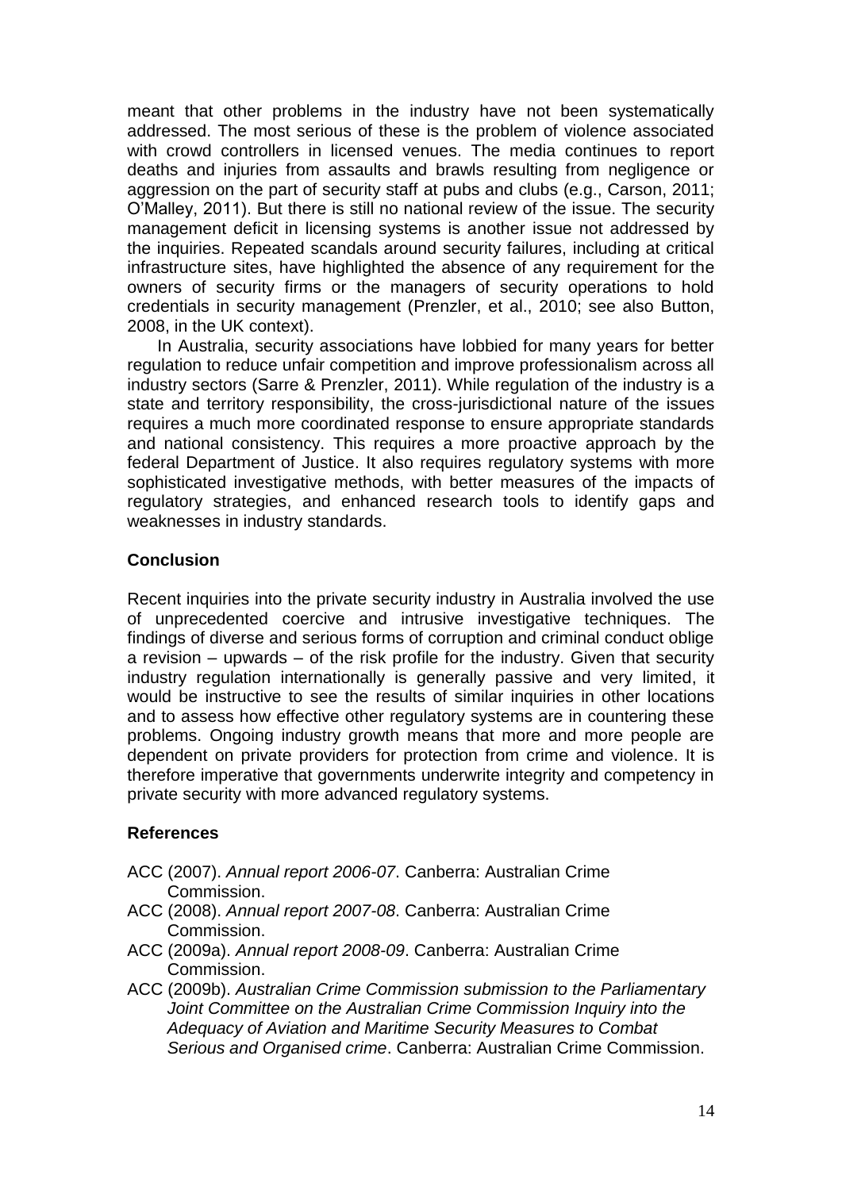meant that other problems in the industry have not been systematically addressed. The most serious of these is the problem of violence associated with crowd controllers in licensed venues. The media continues to report deaths and injuries from assaults and brawls resulting from negligence or aggression on the part of security staff at pubs and clubs (e.g., Carson, 2011; O'Malley, 2011). But there is still no national review of the issue. The security management deficit in licensing systems is another issue not addressed by the inquiries. Repeated scandals around security failures, including at critical infrastructure sites, have highlighted the absence of any requirement for the owners of security firms or the managers of security operations to hold credentials in security management (Prenzler, et al., 2010; see also Button, 2008, in the UK context).

In Australia, security associations have lobbied for many years for better regulation to reduce unfair competition and improve professionalism across all industry sectors (Sarre & Prenzler, 2011). While regulation of the industry is a state and territory responsibility, the cross-jurisdictional nature of the issues requires a much more coordinated response to ensure appropriate standards and national consistency. This requires a more proactive approach by the federal Department of Justice. It also requires regulatory systems with more sophisticated investigative methods, with better measures of the impacts of regulatory strategies, and enhanced research tools to identify gaps and weaknesses in industry standards.

## Conclusion

Recent inquiries into the private security industry in Australia involved the use of unprecedented coercive and intrusive investigative techniques. The findings of diverse and serious forms of corruption and criminal conduct oblige a revision – upwards – of the risk profile for the industry. Given that security industry regulation internationally is generally passive and very limited, it would be instructive to see the results of similar inquiries in other locations and to assess how effective other regulatory systems are in countering these problems. Ongoing industry growth means that more and more people are dependent on private providers for protection from crime and violence. It is therefore imperative that governments underwrite integrity and competency in private security with more advanced regulatory systems.

## References

ACC (2007). *Annual report 2006-07*. Canberra: Australian Crime Commission.

ACC (2008). *Annual report 2007-08*. Canberra: Australian Crime Commission.

ACC (2009a). *Annual report 2008-09*. Canberra: Australian Crime Commission.

ACC (2009b). *Australian Crime Commission submission to the Parliamentary Joint Committee on the Australian Crime Commission Inquiry into the Adequacy of Aviation and Maritime Security Measures to Combat Serious and Organised crime*. Canberra: Australian Crime Commission.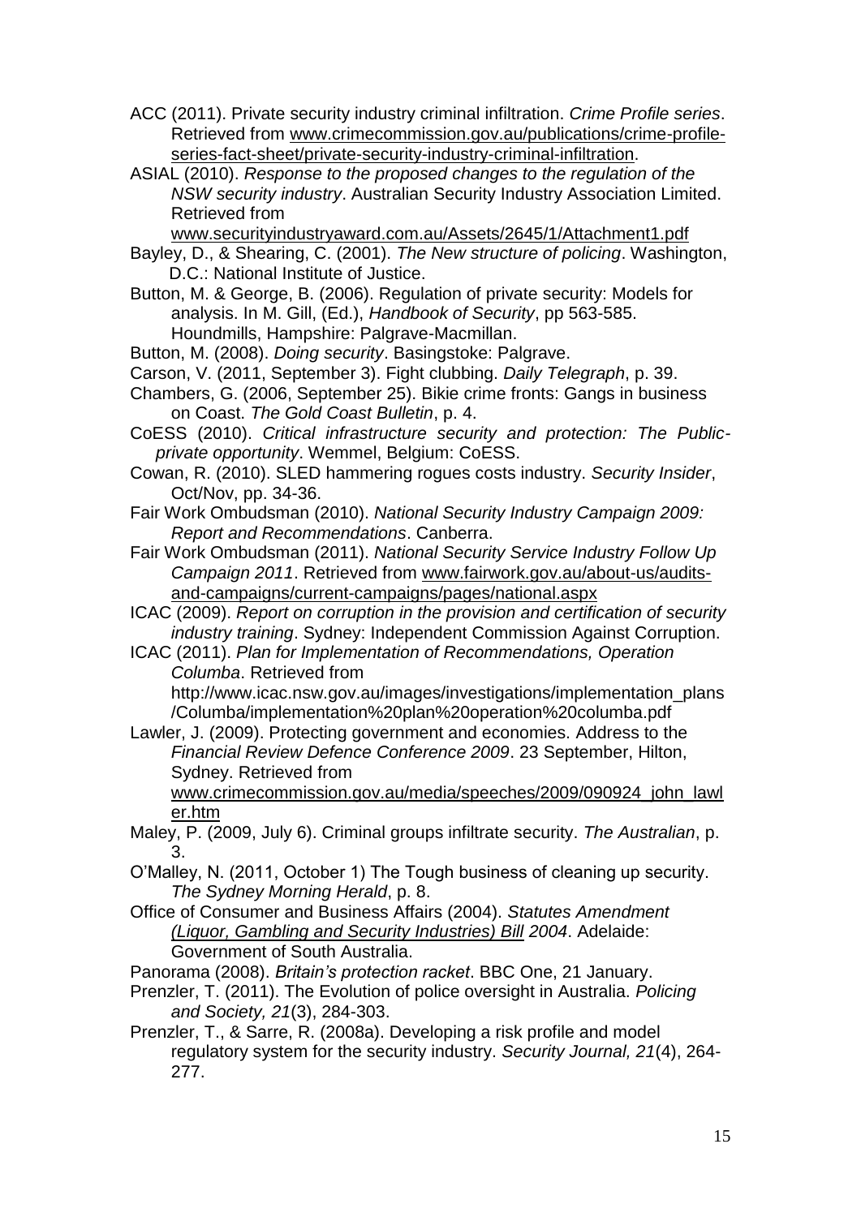ACC (2011). Private security industry criminal infiltration. *Crime Profile series*. Retrieved from www.crimecommission.gov.au/publications/crime-profile-series-fact-sheet/private-security-industry-criminal-infiltration.

ASIAL (2010). *Response to the proposed changes to the regulation of the NSW security industry*. Australian Security Industry Association Limited. Retrieved from www.securityindustryaward.com.au/Assets/2645/1/Attachment1.pdf

Bayley, D., & Shearing, C. (2001). *The New structure of policing*. Washington, D.C.: National Institute of Justice.

Button, M. & George, B. (2006). Regulation of private security: Models for analysis. In M. Gill, (Ed.), *Handbook of Security*, pp 563-585. Houndmills, Hampshire: Palgrave-Macmillan.

Button, M. (2008). *Doing security*. Basingstoke: Palgrave.

Carson, V. (2011, September 3). Fight clubbing. *Daily Telegraph*, p. 39.

Chambers, G. (2006, September 25). Bikie crime fronts: Gangs in business on Coast. *The Gold Coast Bulletin*, p. 4.

CoESS (2010). *Critical infrastructure security and protection: The Public-private opportunity*. Wemmel, Belgium: CoESS.

Cowan, R. (2010). SLED hammering rogues costs industry. *Security Insider*, Oct/Nov, pp. 34-36.

Fair Work Ombudsman (2010). *National Security Industry Campaign 2009: Report and Recommendations*. Canberra.

Fair Work Ombudsman (2011). *National Security Service Industry Follow Up Campaign 2011*. Retrieved from www.fairwork.gov.au/about-us/audits-and-campaigns/current-campaigns/pages/national.aspx

ICAC (2009). *Report on corruption in the provision and certification of security industry training*. Sydney: Independent Commission Against Corruption.

ICAC (2011). *Plan for Implementation of Recommendations, Operation Columba*. Retrieved from http://www.icac.nsw.gov.au/images/investigations/implementation_plans/Columba/implementation%20plan%20operation%20columba.pdf

Lawler, J. (2009). Protecting government and economies. Address to the *Financial Review Defence Conference 2009*. 23 September, Hilton, Sydney. Retrieved from www.crimecommission.gov.au/media/speeches/2009/090924_john_lawler.htm

Maley, P. (2009, July 6). Criminal groups infiltrate security. *The Australian*, p. 3.

O'Malley, N. (2011, October 1) The Tough business of cleaning up security. *The Sydney Morning Herald*, p. 8.

Office of Consumer and Business Affairs (2004). *Statutes Amendment (Liquor, Gambling and Security Industries) Bill 2004*. Adelaide: Government of South Australia.

Panorama (2008). *Britain's protection racket*. BBC One, 21 January.

Prenzler, T. (2011). The Evolution of police oversight in Australia. *Policing and Society, 21*(3), 284-303.

Prenzler, T., & Sarre, R. (2008a). Developing a risk profile and model regulatory system for the security industry. *Security Journal, 21*(4), 264-277.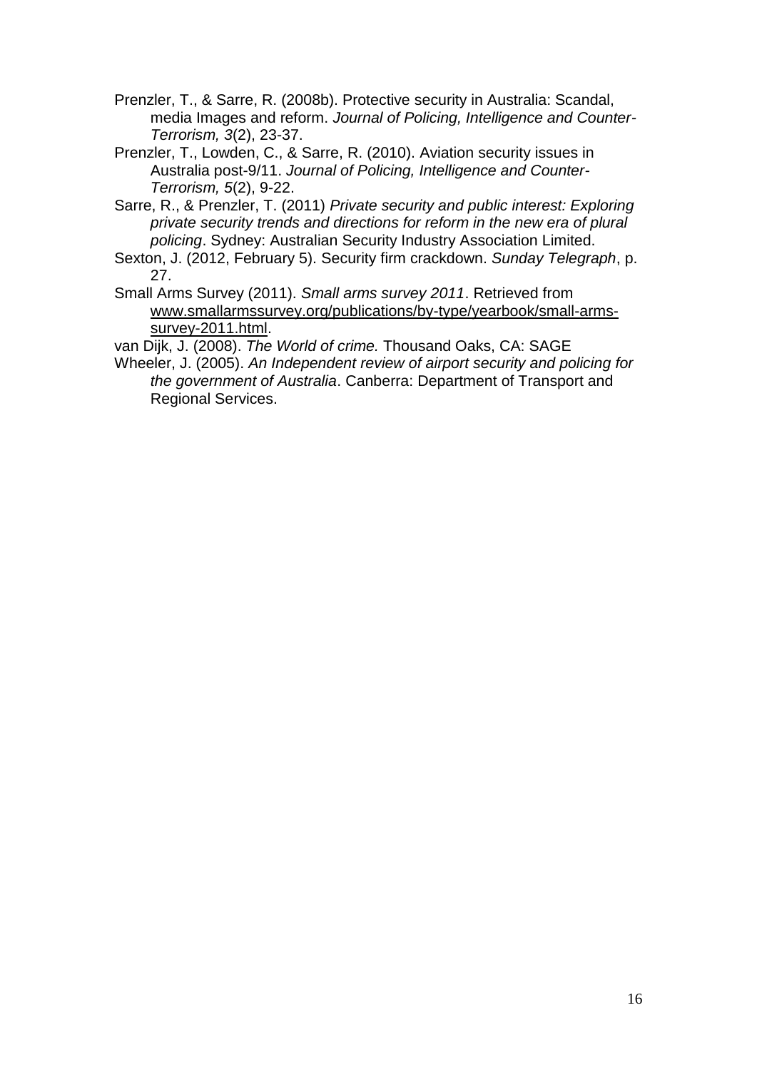Prenzler, T., & Sarre, R. (2008b). Protective security in Australia: Scandal, media Images and reform. *Journal of Policing, Intelligence and Counter-Terrorism, 3*(2), 23-37.

Prenzler, T., Lowden, C., & Sarre, R. (2010). Aviation security issues in Australia post-9/11. *Journal of Policing, Intelligence and Counter-Terrorism, 5*(2), 9-22.

Sarre, R., & Prenzler, T. (2011) *Private security and public interest: Exploring private security trends and directions for reform in the new era of plural policing*. Sydney: Australian Security Industry Association Limited.

Sexton, J. (2012, February 5). Security firm crackdown. *Sunday Telegraph*, p. 27.

Small Arms Survey (2011). *Small arms survey 2011*. Retrieved from www.smallarmssurvey.org/publications/by-type/yearbook/small-arms-survey-2011.html.

van Dijk, J. (2008). *The World of crime.* Thousand Oaks, CA: SAGE

Wheeler, J. (2005). *An Independent review of airport security and policing for the government of Australia*. Canberra: Department of Transport and Regional Services.